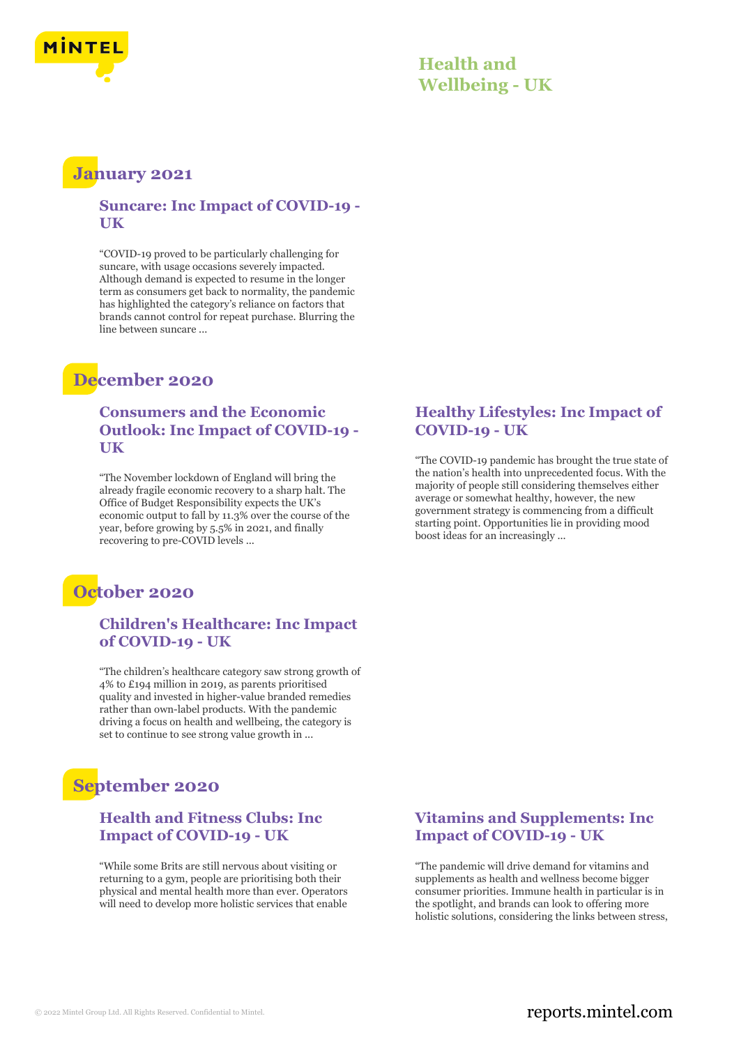# Health and Wellbeing - UK

## January 2021

### Suncare: Inc Impact of COVID-19 - UK

"COVID-19 proved to be particularly challenging for suncare, with usage occasions severely impacted. Although demand is expected to resume in the longer term as consumers get back to normality, the pandemic has highlighted the category's reliance on factors that brands cannot control for repeat purchase. Blurring the line between suncare ...

## December 2020

### Consumers and the Economic Outlook: Inc Impact of COVID-19 - UK

"The November lockdown of England will bring the already fragile economic recovery to a sharp halt. The Office of Budget Responsibility expects the UK's economic output to fall by 11.3% over the course of the year, before growing by 5.5% in 2021, and finally recovering to pre-COVID levels ...

### Healthy Lifestyles: Inc Impact of COVID-19 - UK

"The COVID-19 pandemic has brought the true state of the nation's health into unprecedented focus. With the majority of people still considering themselves either average or somewhat healthy, however, the new government strategy is commencing from a difficult starting point. Opportunities lie in providing mood boost ideas for an increasingly ...

## October 2020

### Children's Healthcare: Inc Impact of COVID-19 - UK

"The children's healthcare category saw strong growth of 4% to £194 million in 2019, as parents prioritised quality and invested in higher-value branded remedies rather than own-label products. With the pandemic driving a focus on health and wellbeing, the category is set to continue to see strong value growth in ...

## September 2020

### Health and Fitness Clubs: Inc Impact of COVID-19 - UK

"While some Brits are still nervous about visiting or returning to a gym, people are prioritising both their physical and mental health more than ever. Operators will need to develop more holistic services that enable

### Vitamins and Supplements: Inc Impact of COVID-19 - UK

"The pandemic will drive demand for vitamins and supplements as health and wellness become bigger consumer priorities. Immune health in particular is in the spotlight, and brands can look to offering more holistic solutions, considering the links between stress,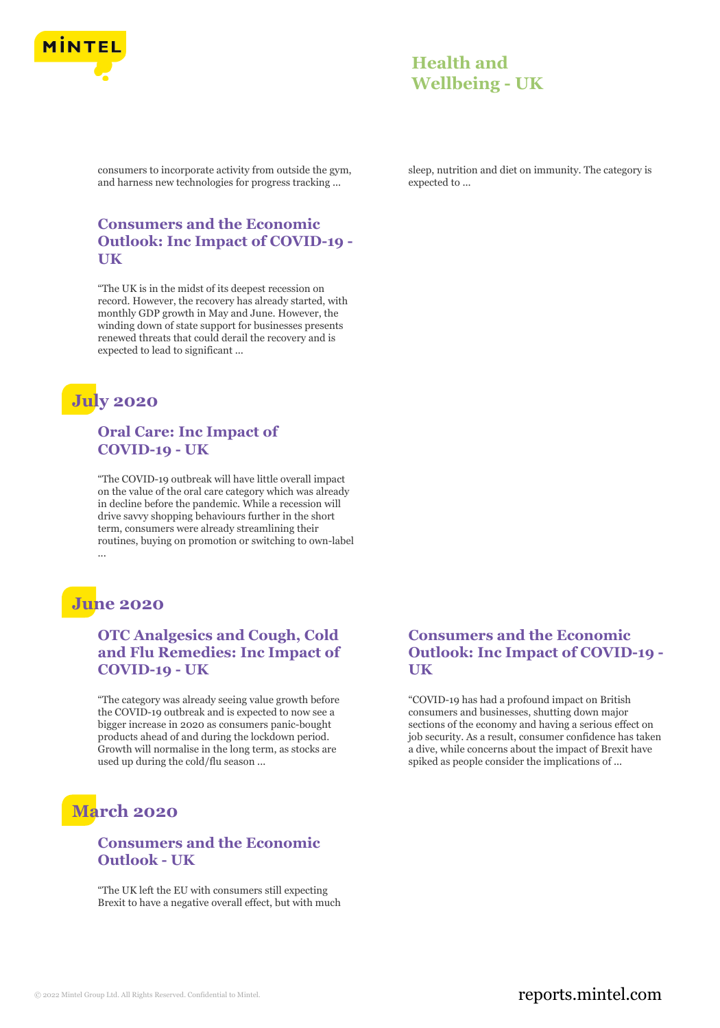consumers to incorporate activity from outside the gym, and harness new technologies for progress tracking ...

sleep, nutrition and diet on immunity. The category is expected to ...

### Consumers and the Economic Outlook: Inc Impact of COVID-19 - UK

"The UK is in the midst of its deepest recession on record. However, the recovery has already started, with monthly GDP growth in May and June. However, the winding down of state support for businesses presents renewed threats that could derail the recovery and is expected to lead to significant ...

## July 2020

### Oral Care: Inc Impact of COVID-19 - UK

"The COVID-19 outbreak will have little overall impact on the value of the oral care category which was already in decline before the pandemic. While a recession will drive savvy shopping behaviours further in the short term, consumers were already streamlining their routines, buying on promotion or switching to own-label ...

## June 2020

### OTC Analgesics and Cough, Cold and Flu Remedies: Inc Impact of COVID-19 - UK

"The category was already seeing value growth before the COVID-19 outbreak and is expected to now see a bigger increase in 2020 as consumers panic-bought products ahead of and during the lockdown period. Growth will normalise in the long term, as stocks are used up during the cold/flu season ...

### Consumers and the Economic Outlook: Inc Impact of COVID-19 - UK

"COVID-19 has had a profound impact on British consumers and businesses, shutting down major sections of the economy and having a serious effect on job security. As a result, consumer confidence has taken a dive, while concerns about the impact of Brexit have spiked as people consider the implications of ...

## March 2020

### Consumers and the Economic Outlook - UK

"The UK left the EU with consumers still expecting Brexit to have a negative overall effect, but with much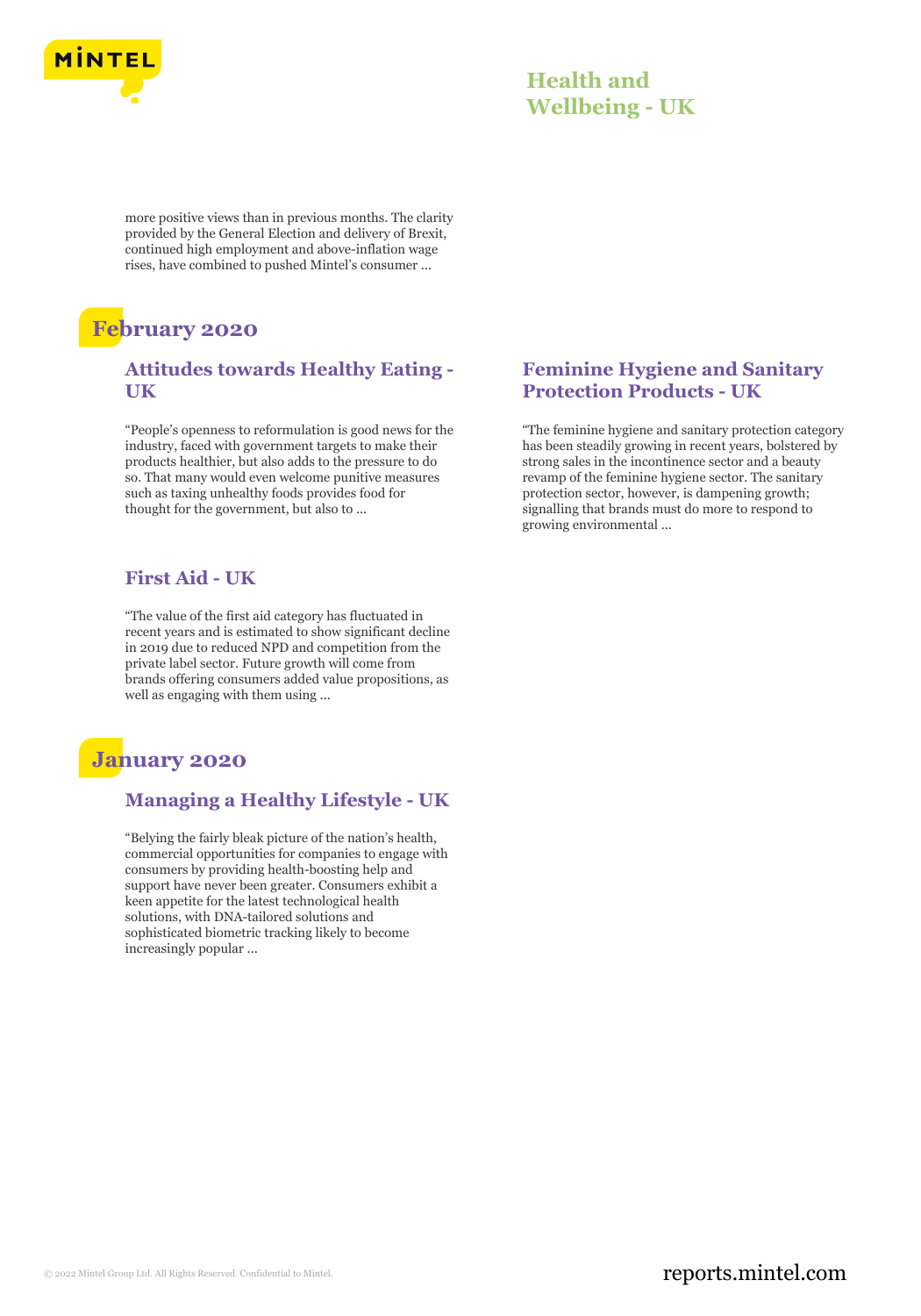more positive views than in previous months. The clarity provided by the General Election and delivery of Brexit, continued high employment and above-inflation wage rises, have combined to pushed Mintel's consumer ...

## February 2020

### Attitudes towards Healthy Eating - UK

"People's openness to reformulation is good news for the industry, faced with government targets to make their products healthier, but also adds to the pressure to do so. That many would even welcome punitive measures such as taxing unhealthy foods provides food for thought for the government, but also to ...

### First Aid - UK

"The value of the first aid category has fluctuated in recent years and is estimated to show significant decline in 2019 due to reduced NPD and competition from the private label sector. Future growth will come from brands offering consumers added value propositions, as well as engaging with them using ...

### Feminine Hygiene and Sanitary Protection Products - UK

"The feminine hygiene and sanitary protection category has been steadily growing in recent years, bolstered by strong sales in the incontinence sector and a beauty revamp of the feminine hygiene sector. The sanitary protection sector, however, is dampening growth; signalling that brands must do more to respond to growing environmental ...

## January 2020

### Managing a Healthy Lifestyle - UK

"Belying the fairly bleak picture of the nation's health, commercial opportunities for companies to engage with consumers by providing health-boosting help and support have never been greater. Consumers exhibit a keen appetite for the latest technological health solutions, with DNA-tailored solutions and sophisticated biometric tracking likely to become increasingly popular ...